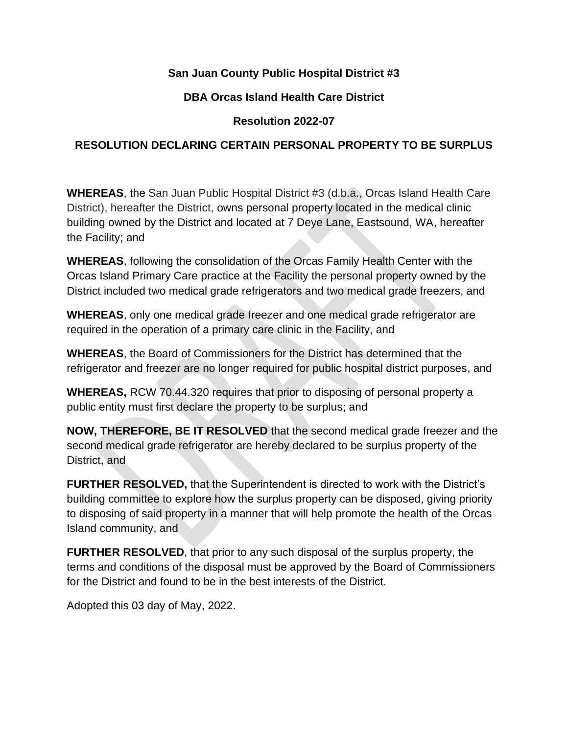**San Juan County Public Hospital District #3**

**DBA Orcas Island Health Care District**

**Resolution 2022-07**

**RESOLUTION DECLARING CERTAIN PERSONAL PROPERTY TO BE SURPLUS**

**WHEREAS**, the San Juan Public Hospital District #3 (d.b.a., Orcas Island Health Care District), hereafter the District, owns personal property located in the medical clinic building owned by the District and located at 7 Deye Lane, Eastsound, WA, hereafter the Facility; and

**WHEREAS**, following the consolidation of the Orcas Family Health Center with the Orcas Island Primary Care practice at the Facility the personal property owned by the District included two medical grade refrigerators and two medical grade freezers, and

**WHEREAS**, only one medical grade freezer and one medical grade refrigerator are required in the operation of a primary care clinic in the Facility, and

**WHEREAS**, the Board of Commissioners for the District has determined that the refrigerator and freezer are no longer required for public hospital district purposes, and

**WHEREAS,** RCW 70.44.320 requires that prior to disposing of personal property a public entity must first declare the property to be surplus; and

**NOW, THEREFORE, BE IT RESOLVED** that the second medical grade freezer and the second medical grade refrigerator are hereby declared to be surplus property of the District, and

**FURTHER RESOLVED,** that the Superintendent is directed to work with the District's building committee to explore how the surplus property can be disposed, giving priority to disposing of said property in a manner that will help promote the health of the Orcas Island community, and

**FURTHER RESOLVED**, that prior to any such disposal of the surplus property, the terms and conditions of the disposal must be approved by the Board of Commissioners for the District and found to be in the best interests of the District.

Adopted this 03 day of May, 2022.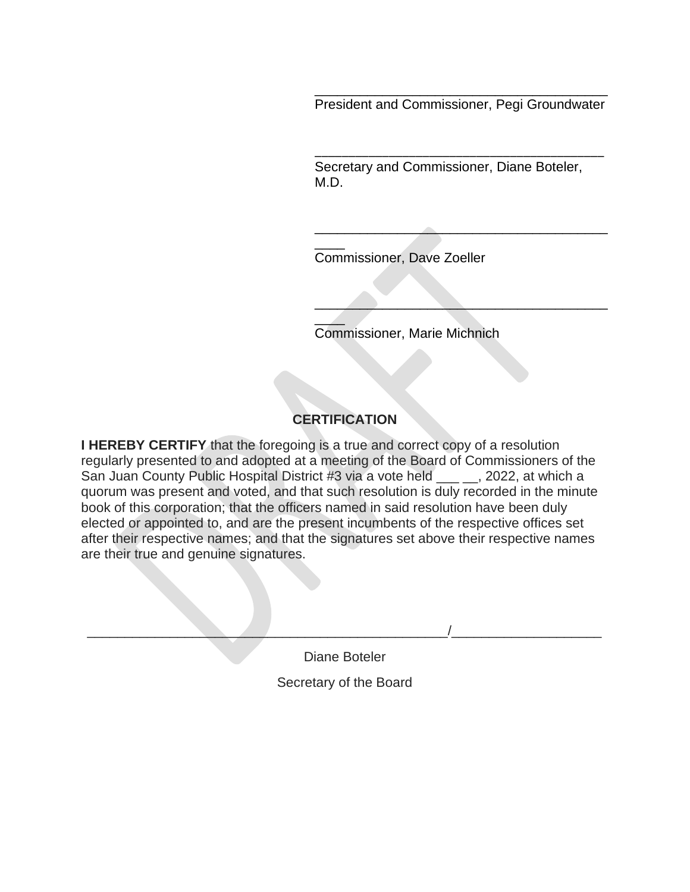\_\_\_\_\_\_\_\_\_\_\_\_\_\_\_\_\_\_\_\_\_\_\_\_\_\_\_\_\_\_\_\_\_\_\_\_\_\_\_\_
President and Commissioner, Pegi Groundwater

\_\_\_\_\_\_\_\_\_\_\_\_\_\_\_\_\_\_\_\_\_\_\_\_\_\_\_\_\_\_\_\_\_\_\_\_\_\_\_\_
Secretary and Commissioner, Diane Boteler, M.D.

\_\_\_\_\_\_\_\_\_\_\_\_\_\_\_\_\_\_\_\_\_\_\_\_\_\_\_\_\_\_\_\_\_\_\_\_\_\_\_\_\_\_\_\_
Commissioner, Dave Zoeller

\_\_\_\_\_\_\_\_\_\_\_\_\_\_\_\_\_\_\_\_\_\_\_\_\_\_\_\_\_\_\_\_\_\_\_\_\_\_\_\_\_\_\_\_
Commissioner, Marie Michnich

**CERTIFICATION**

**I HEREBY CERTIFY** that the foregoing is a true and correct copy of a resolution regularly presented to and adopted at a meeting of the Board of Commissioners of the San Juan County Public Hospital District #3 via a vote held \_\_\_ \_\_, 2022, at which a quorum was present and voted, and that such resolution is duly recorded in the minute book of this corporation; that the officers named in said resolution have been duly elected or appointed to, and are the present incumbents of the respective offices set after their respective names; and that the signatures set above their respective names are their true and genuine signatures.

\_\_\_\_\_\_\_\_\_\_\_\_\_\_\_\_\_\_\_\_\_\_\_\_\_\_\_\_\_\_\_\_\_\_\_\_\_\_\_\_\_\_\_\_\_\_\_\_\_\_/\_\_\_\_\_\_\_\_\_\_\_\_\_\_\_\_\_\_\_\_

Diane Boteler

Secretary of the Board